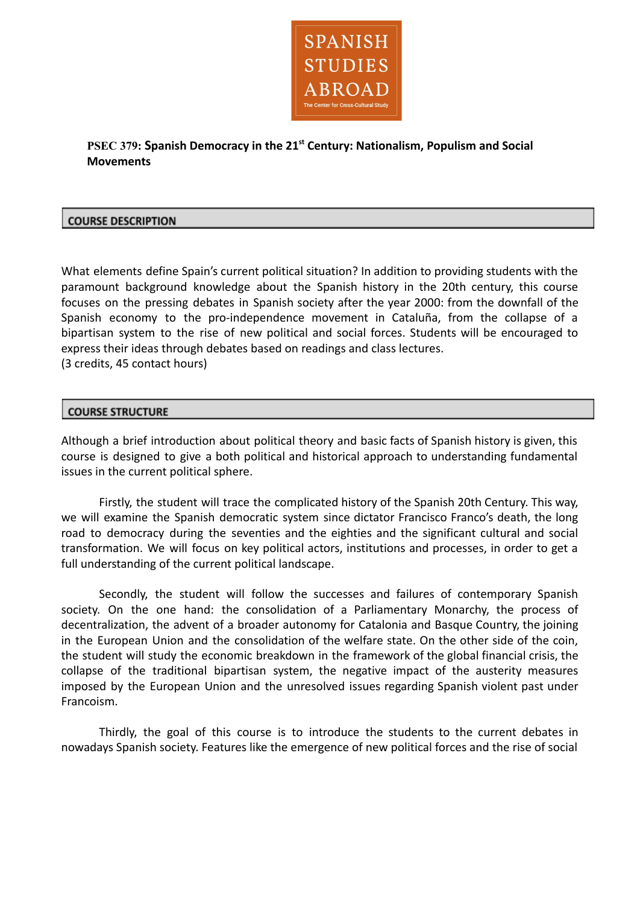SPANISH STUDIES ABROAD

The Center for Cross-Cultural Study

**PSEC 379: Spanish Democracy in the 21st Century: Nationalism, Populism and Social Movements**

## COURSE DESCRIPTION

What elements define Spain's current political situation? In addition to providing students with the paramount background knowledge about the Spanish history in the 20th century, this course focuses on the pressing debates in Spanish society after the year 2000: from the downfall of the Spanish economy to the pro-independence movement in Cataluña, from the collapse of a bipartisan system to the rise of new political and social forces. Students will be encouraged to express their ideas through debates based on readings and class lectures.
(3 credits, 45 contact hours)

## COURSE STRUCTURE

Although a brief introduction about political theory and basic facts of Spanish history is given, this course is designed to give a both political and historical approach to understanding fundamental issues in the current political sphere.

Firstly, the student will trace the complicated history of the Spanish 20th Century. This way, we will examine the Spanish democratic system since dictator Francisco Franco's death, the long road to democracy during the seventies and the eighties and the significant cultural and social transformation. We will focus on key political actors, institutions and processes, in order to get a full understanding of the current political landscape.

Secondly, the student will follow the successes and failures of contemporary Spanish society. On the one hand: the consolidation of a Parliamentary Monarchy, the process of decentralization, the advent of a broader autonomy for Catalonia and Basque Country, the joining in the European Union and the consolidation of the welfare state. On the other side of the coin, the student will study the economic breakdown in the framework of the global financial crisis, the collapse of the traditional bipartisan system, the negative impact of the austerity measures imposed by the European Union and the unresolved issues regarding Spanish violent past under Francoism.

Thirdly, the goal of this course is to introduce the students to the current debates in nowadays Spanish society. Features like the emergence of new political forces and the rise of social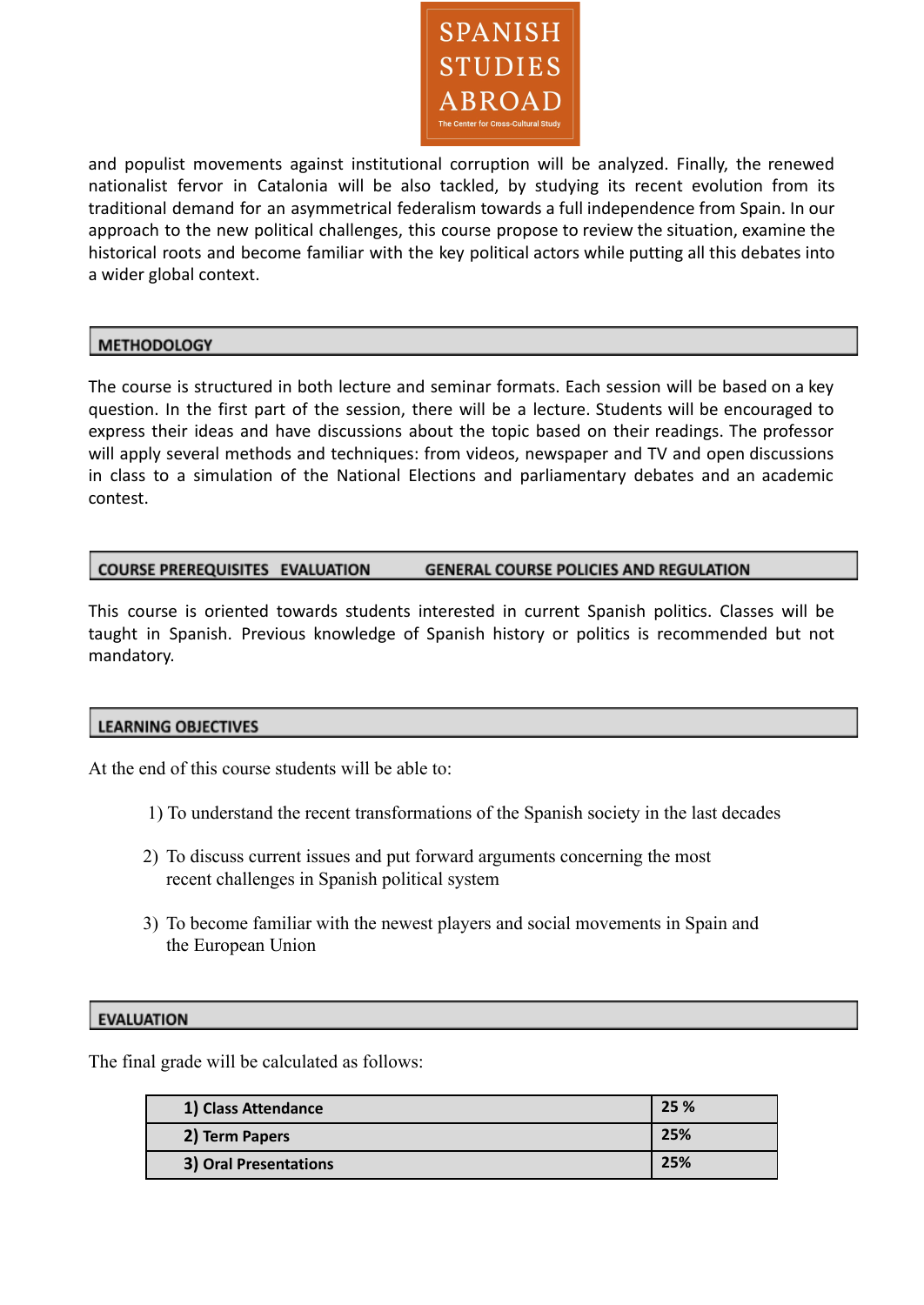and populist movements against institutional corruption will be analyzed. Finally, the renewed nationalist fervor in Catalonia will be also tackled, by studying its recent evolution from its traditional demand for an asymmetrical federalism towards a full independence from Spain. In our approach to the new political challenges, this course propose to review the situation, examine the historical roots and become familiar with the key political actors while putting all this debates into a wider global context.

## METHODOLOGY

The course is structured in both lecture and seminar formats. Each session will be based on a key question. In the first part of the session, there will be a lecture. Students will be encouraged to express their ideas and have discussions about the topic based on their readings. The professor will apply several methods and techniques: from videos, newspaper and TV and open discussions in class to a simulation of the National Elections and parliamentary debates and an academic contest.

## COURSE PREREQUISITES EVALUATION GENERAL COURSE POLICIES AND REGULATION

This course is oriented towards students interested in current Spanish politics. Classes will be taught in Spanish. Previous knowledge of Spanish history or politics is recommended but not mandatory.

## LEARNING OBJECTIVES

At the end of this course students will be able to:

1) To understand the recent transformations of the Spanish society in the last decades
2) To discuss current issues and put forward arguments concerning the most recent challenges in Spanish political system
3) To become familiar with the newest players and social movements in Spain and the European Union

## EVALUATION

The final grade will be calculated as follows:

| | |
|---|---|
| **1) Class Attendance** | **25 %** |
| **2) Term Papers** | **25%** |
| **3) Oral Presentations** | **25%** |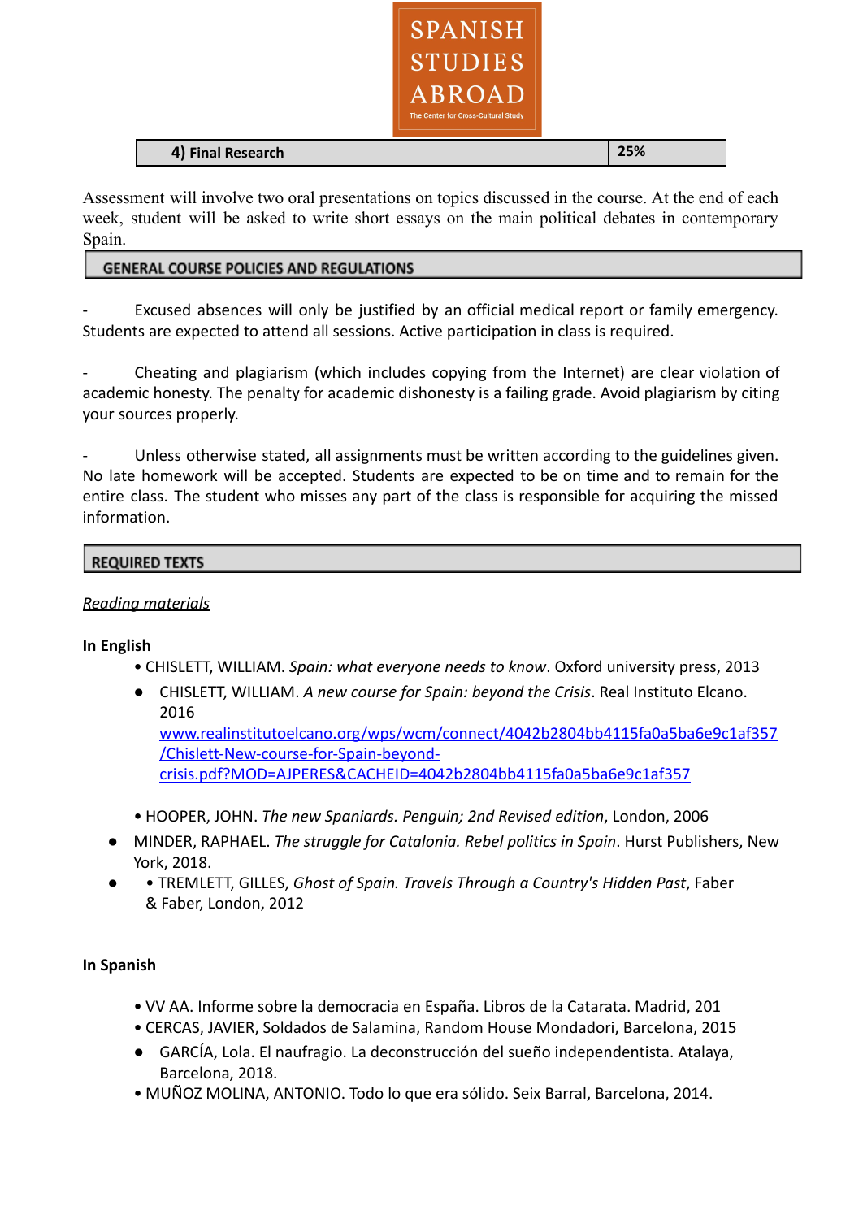| 4) Final Research | 25% |
|---|---|

Assessment will involve two oral presentations on topics discussed in the course. At the end of each week, student will be asked to write short essays on the main political debates in contemporary Spain.

## GENERAL COURSE POLICIES AND REGULATIONS

- Excused absences will only be justified by an official medical report or family emergency. Students are expected to attend all sessions. Active participation in class is required.

- Cheating and plagiarism (which includes copying from the Internet) are clear violation of academic honesty. The penalty for academic dishonesty is a failing grade. Avoid plagiarism by citing your sources properly.

- Unless otherwise stated, all assignments must be written according to the guidelines given. No late homework will be accepted. Students are expected to be on time and to remain for the entire class. The student who misses any part of the class is responsible for acquiring the missed information.

## REQUIRED TEXTS

*Reading materials*

**In English**

- CHISLETT, WILLIAM. *Spain: what everyone needs to know*. Oxford university press, 2013
- CHISLETT, WILLIAM. *A new course for Spain: beyond the Crisis*. Real Instituto Elcano. 2016 www.realinstitutoelcano.org/wps/wcm/connect/4042b2804bb4115fa0a5ba6e9c1af357/Chislett-New-course-for-Spain-beyond-crisis.pdf?MOD=AJPERES&CACHEID=4042b2804bb4115fa0a5ba6e9c1af357
- HOOPER, JOHN. *The new Spaniards. Penguin; 2nd Revised edition*, London, 2006
- MINDER, RAPHAEL. *The struggle for Catalonia. Rebel politics in Spain*. Hurst Publishers, New York, 2018.
- TREMLETT, GILLES, *Ghost of Spain. Travels Through a Country's Hidden Past*, Faber & Faber, London, 2012

**In Spanish**

- VV AA. Informe sobre la democracia en España. Libros de la Catarata. Madrid, 201
- CERCAS, JAVIER, Soldados de Salamina, Random House Mondadori, Barcelona, 2015
- GARCÍA, Lola. El naufragio. La deconstrucción del sueño independentista. Atalaya, Barcelona, 2018.
- MUÑOZ MOLINA, ANTONIO. Todo lo que era sólido. Seix Barral, Barcelona, 2014.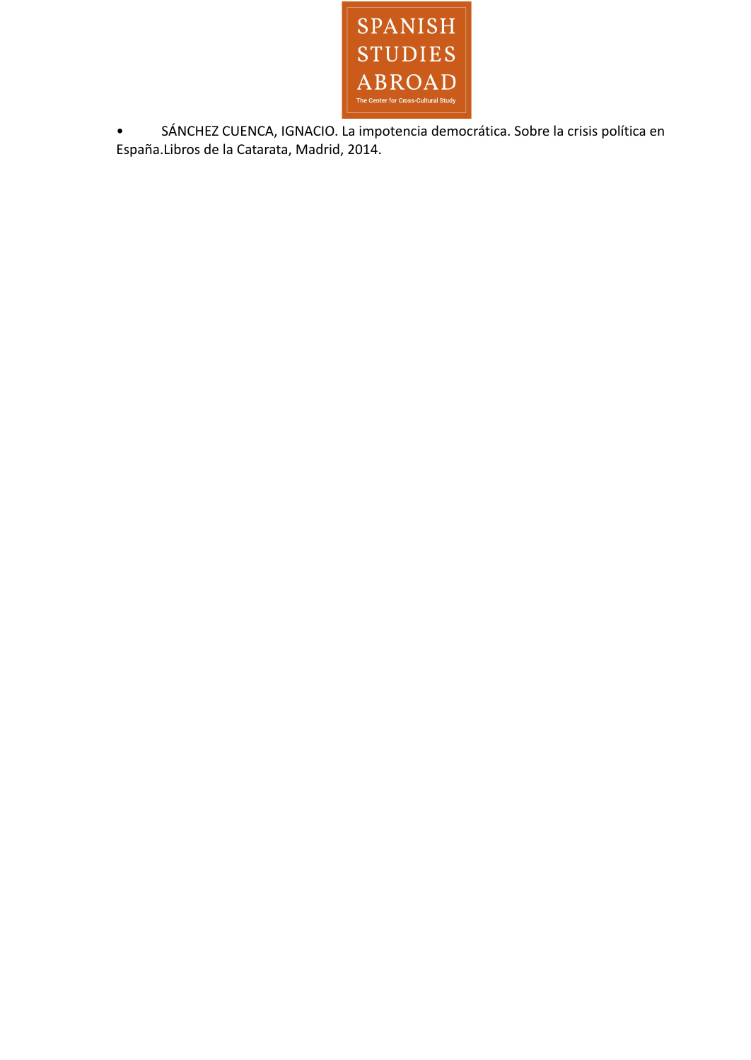- SÁNCHEZ CUENCA, IGNACIO. La impotencia democrática. Sobre la crisis política en España.Libros de la Catarata, Madrid, 2014.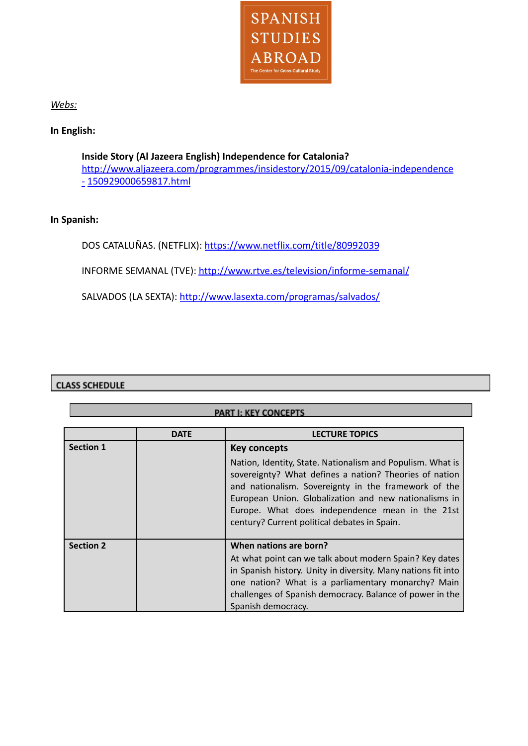SPANISH STUDIES ABROAD

The Center for Cross-Cultural Study

*Webs:*

**In English:**

**Inside Story (Al Jazeera English) Independence for Catalonia?**
http://www.aljazeera.com/programmes/insidestory/2015/09/catalonia-independence-150929000659817.html

**In Spanish:**

DOS CATALUÑAS. (NETFLIX): https://www.netflix.com/title/80992039

INFORME SEMANAL (TVE): http://www.rtve.es/television/informe-semanal/

SALVADOS (LA SEXTA): http://www.lasexta.com/programas/salvados/

## CLASS SCHEDULE

### PART I: KEY CONCEPTS

| | DATE | LECTURE TOPICS |
|---|---|---|
| **Section 1** | | **Key concepts**<br>Nation, Identity, State. Nationalism and Populism. What is sovereignty? What defines a nation? Theories of nation and nationalism. Sovereignty in the framework of the European Union. Globalization and new nationalisms in Europe. What does independence mean in the 21st century? Current political debates in Spain. |
| **Section 2** | | **When nations are born?**<br>At what point can we talk about modern Spain? Key dates in Spanish history. Unity in diversity. Many nations fit into one nation? What is a parliamentary monarchy? Main challenges of Spanish democracy. Balance of power in the Spanish democracy. |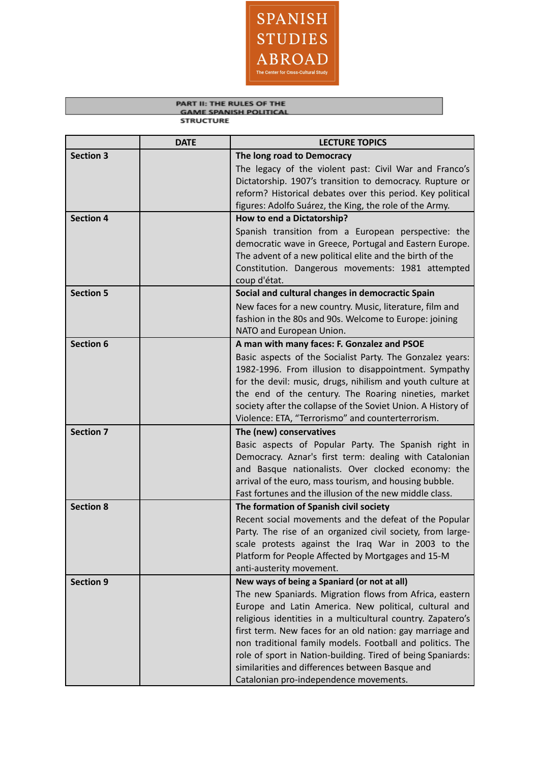SPANISH STUDIES ABROAD

The Center for Cross-Cultural Study

## PART II: THE RULES OF THE GAME SPANISH POLITICAL STRUCTURE

| | DATE | LECTURE TOPICS |
|---|---|---|
| **Section 3** | | **The long road to Democracy**<br>The legacy of the violent past: Civil War and Franco's Dictatorship. 1907's transition to democracy. Rupture or reform? Historical debates over this period. Key political figures: Adolfo Suárez, the King, the role of the Army. |
| **Section 4** | | **How to end a Dictatorship?**<br>Spanish transition from a European perspective: the democratic wave in Greece, Portugal and Eastern Europe. The advent of a new political elite and the birth of the Constitution. Dangerous movements: 1981 attempted coup d'état. |
| **Section 5** | | **Social and cultural changes in democractic Spain**<br>New faces for a new country. Music, literature, film and fashion in the 80s and 90s. Welcome to Europe: joining NATO and European Union. |
| **Section 6** | | **A man with many faces: F. Gonzalez and PSOE**<br>Basic aspects of the Socialist Party. The Gonzalez years: 1982-1996. From illusion to disappointment. Sympathy for the devil: music, drugs, nihilism and youth culture at the end of the century. The Roaring nineties, market society after the collapse of the Soviet Union. A History of Violence: ETA, "Terrorismo" and counterterrorism. |
| **Section 7** | | **The (new) conservatives**<br>Basic aspects of Popular Party. The Spanish right in Democracy. Aznar's first term: dealing with Catalonian and Basque nationalists. Over clocked economy: the arrival of the euro, mass tourism, and housing bubble. Fast fortunes and the illusion of the new middle class. |
| **Section 8** | | **The formation of Spanish civil society**<br>Recent social movements and the defeat of the Popular Party. The rise of an organized civil society, from large-scale protests against the Iraq War in 2003 to the Platform for People Affected by Mortgages and 15-M anti-austerity movement. |
| **Section 9** | | **New ways of being a Spaniard (or not at all)**<br>The new Spaniards. Migration flows from Africa, eastern Europe and Latin America. New political, cultural and religious identities in a multicultural country. Zapatero's first term. New faces for an old nation: gay marriage and non traditional family models. Football and politics. The role of sport in Nation-building. Tired of being Spaniards: similarities and differences between Basque and Catalonian pro-independence movements. |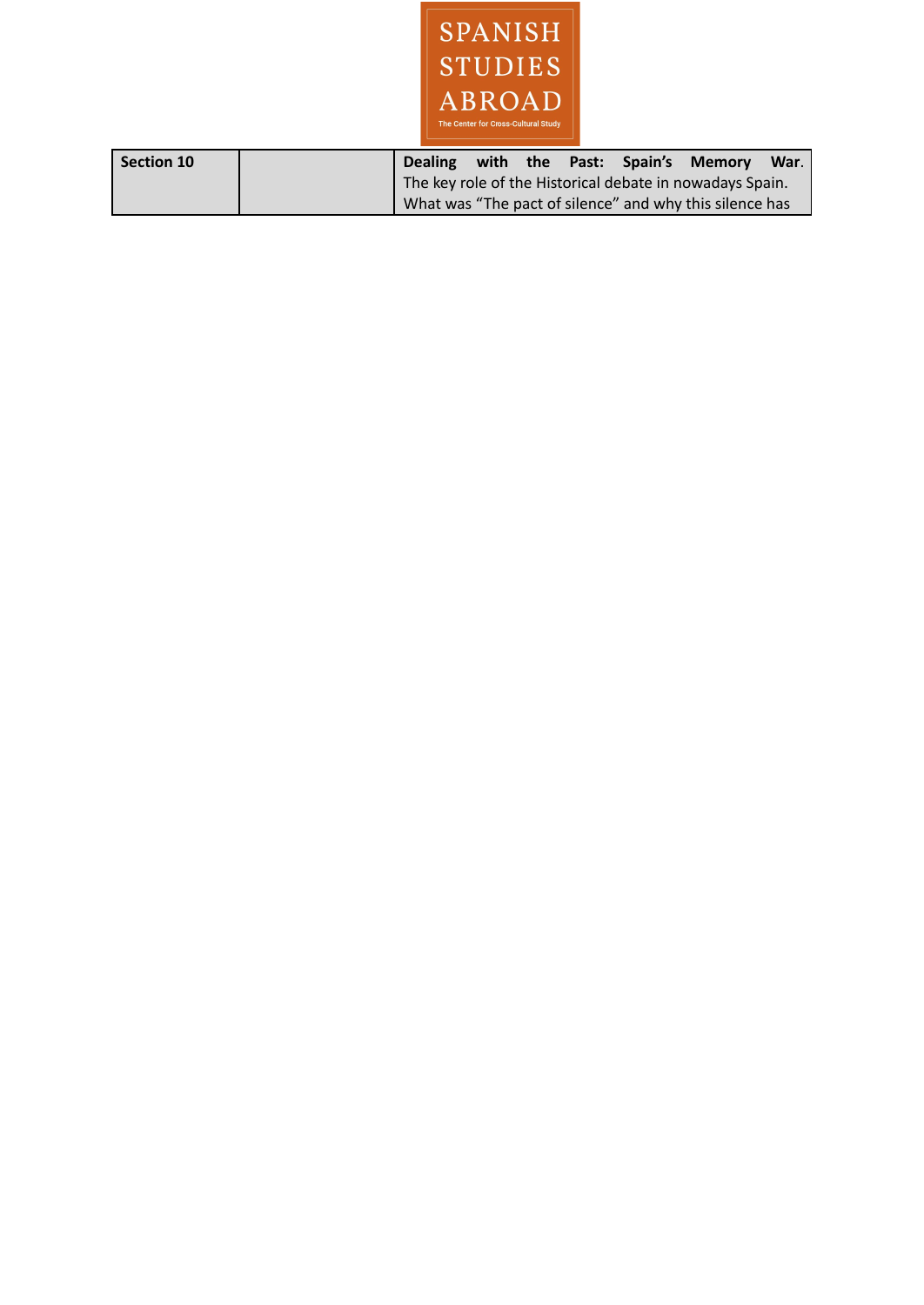| Section 10 | | **Dealing with the Past: Spain's Memory War**. The key role of the Historical debate in nowadays Spain. What was "The pact of silence" and why this silence has |
|---|---|---|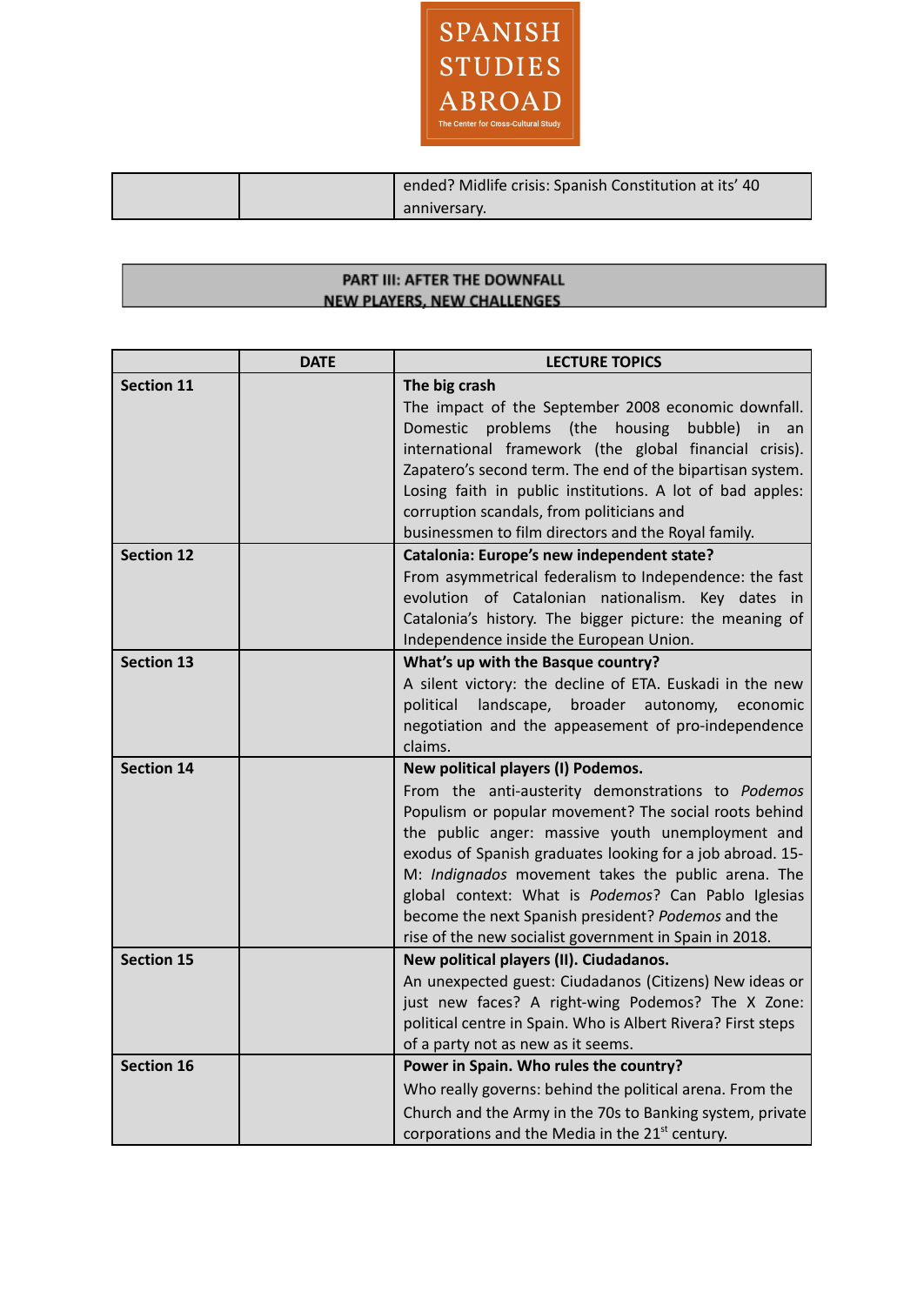| | | ended? Midlife crisis: Spanish Constitution at its' 40 anniversary. |
|---|---|---|

## PART III: AFTER THE DOWNFALL
## NEW PLAYERS, NEW CHALLENGES

| | DATE | LECTURE TOPICS |
|---|---|---|
| **Section 11** | | **The big crash** The impact of the September 2008 economic downfall. Domestic problems (the housing bubble) in an international framework (the global financial crisis). Zapatero's second term. The end of the bipartisan system. Losing faith in public institutions. A lot of bad apples: corruption scandals, from politicians and businessmen to film directors and the Royal family. |
| **Section 12** | | **Catalonia: Europe's new independent state?** From asymmetrical federalism to Independence: the fast evolution of Catalonian nationalism. Key dates in Catalonia's history. The bigger picture: the meaning of Independence inside the European Union. |
| **Section 13** | | **What's up with the Basque country?** A silent victory: the decline of ETA. Euskadi in the new political landscape, broader autonomy, economic negotiation and the appeasement of pro-independence claims. |
| **Section 14** | | **New political players (I) Podemos.** From the anti-austerity demonstrations to *Podemos* Populism or popular movement? The social roots behind the public anger: massive youth unemployment and exodus of Spanish graduates looking for a job abroad. 15-M: *Indignados* movement takes the public arena. The global context: What is *Podemos*? Can Pablo Iglesias become the next Spanish president? *Podemos* and the rise of the new socialist government in Spain in 2018. |
| **Section 15** | | **New political players (II). Ciudadanos.** An unexpected guest: Ciudadanos (Citizens) New ideas or just new faces? A right-wing Podemos? The X Zone: political centre in Spain. Who is Albert Rivera? First steps of a party not as new as it seems. |
| **Section 16** | | **Power in Spain. Who rules the country?** Who really governs: behind the political arena. From the Church and the Army in the 70s to Banking system, private corporations and the Media in the 21st century. |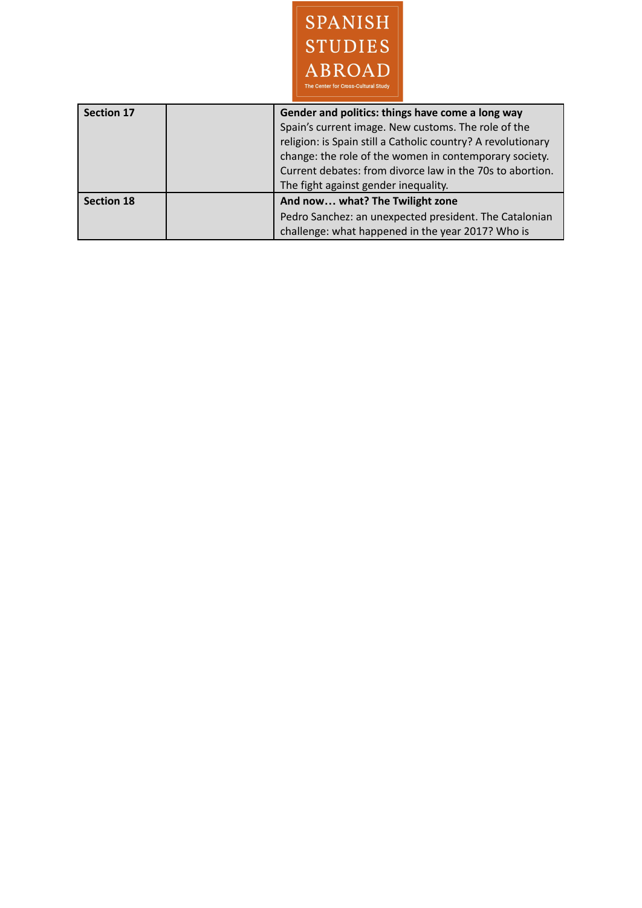| Section 17 | | **Gender and politics: things have come a long way**<br>Spain's current image. New customs. The role of the religion: is Spain still a Catholic country? A revolutionary change: the role of the women in contemporary society. Current debates: from divorce law in the 70s to abortion. The fight against gender inequality. |
|---|---|---|
| Section 18 | | **And now… what? The Twilight zone**<br>Pedro Sanchez: an unexpected president. The Catalonian challenge: what happened in the year 2017? Who is |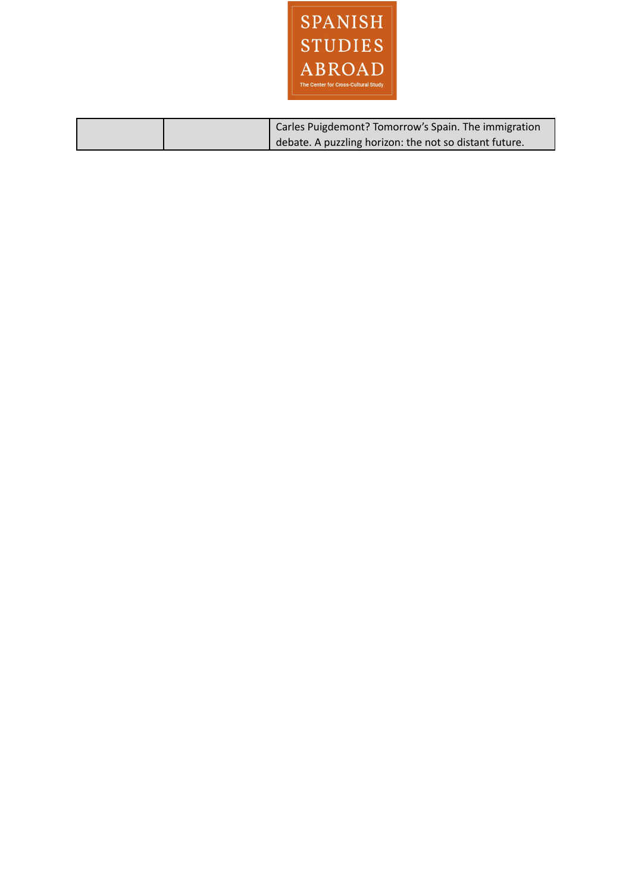SPANISH STUDIES ABROAD

The Center for Cross-Cultural Study

| | | |
|---|---|---|
| | | Carles Puigdemont? Tomorrow's Spain. The immigration debate. A puzzling horizon: the not so distant future. |